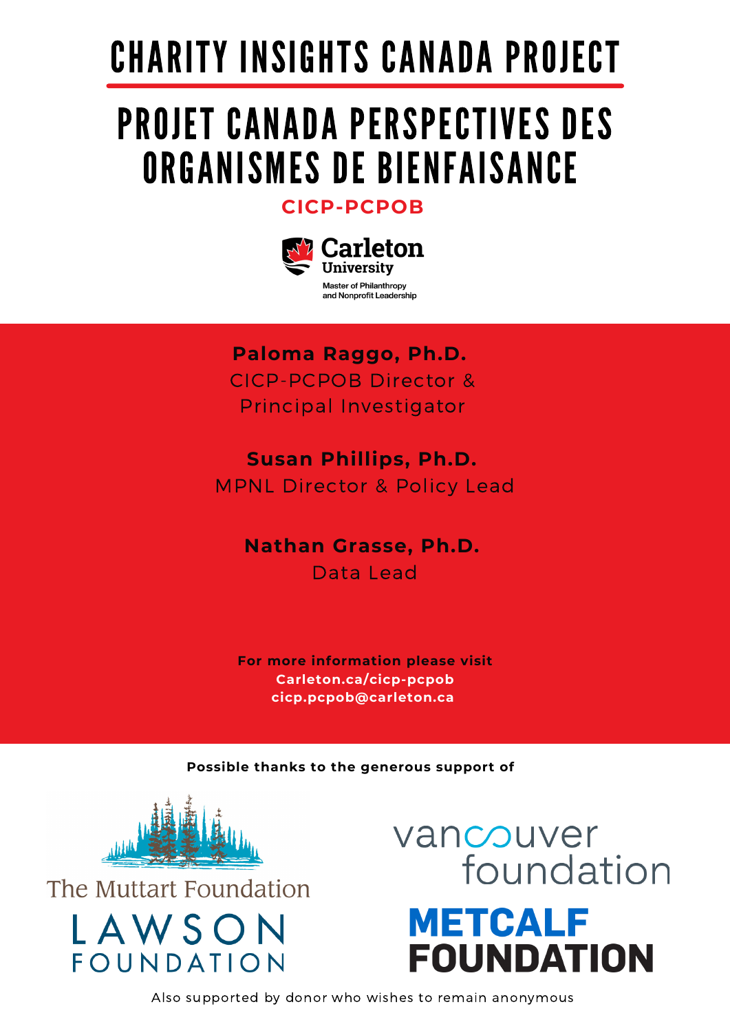# CHARITY INSIGHTS CANADA PROJECT

# PROJET CANADA PERSPECTIVES DES ORGANISMES DE BIENFAISANCE

**CICP-PCPOB**

Carleton University

Master of Philanthropy and Nonprofit Leadership

**Paloma Raggo, Ph.D.**
CICP-PCPOB Director & Principal Investigator

**Susan Phillips, Ph.D.**
MPNL Director & Policy Lead

**Nathan Grasse, Ph.D.**
Data Lead

**For more information please visit**
**Carleton.ca/cicp-pcpob**
**cicp.pcpob@carleton.ca**

**Possible thanks to the generous support of**

The Muttart Foundation

LAWSON FOUNDATION

vancouver foundation

METCALF FOUNDATION

Also supported by donor who wishes to remain anonymous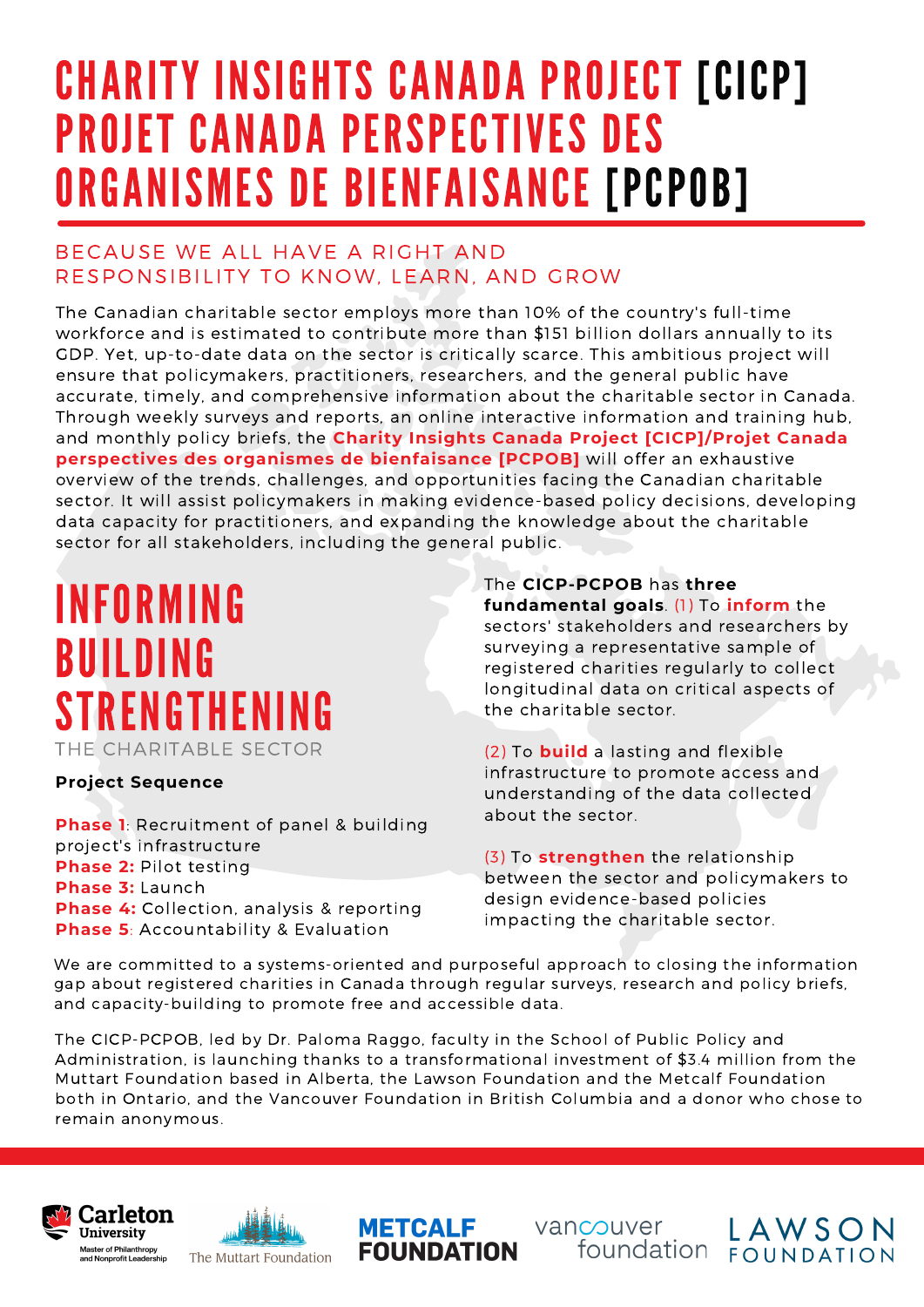# CHARITY INSIGHTS CANADA PROJECT [CICP] PROJET CANADA PERSPECTIVES DES ORGANISMES DE BIENFAISANCE [PCPOB]

## BECAUSE WE ALL HAVE A RIGHT AND RESPONSIBILITY TO KNOW, LEARN, AND GROW

The Canadian charitable sector employs more than 10% of the country's full-time workforce and is estimated to contribute more than $151 billion dollars annually to its GDP. Yet, up-to-date data on the sector is critically scarce. This ambitious project will ensure that policymakers, practitioners, researchers, and the general public have accurate, timely, and comprehensive information about the charitable sector in Canada. Through weekly surveys and reports, an online interactive information and training hub, and monthly policy briefs, the **Charity Insights Canada Project [CICP]/Projet Canada perspectives des organismes de bienfaisance [PCPOB]** will offer an exhaustive overview of the trends, challenges, and opportunities facing the Canadian charitable sector. It will assist policymakers in making evidence-based policy decisions, developing data capacity for practitioners, and expanding the knowledge about the charitable sector for all stakeholders, including the general public.

## INFORMING BUILDING STRENGTHENING

THE CHARITABLE SECTOR

**Project Sequence**

**Phase 1**: Recruitment of panel & building project's infrastructure
**Phase 2:** Pilot testing
**Phase 3:** Launch
**Phase 4:** Collection, analysis & reporting
**Phase 5**: Accountability & Evaluation

The **CICP-PCPOB** has **three fundamental goals**. (1) To **inform** the sectors' stakeholders and researchers by surveying a representative sample of registered charities regularly to collect longitudinal data on critical aspects of the charitable sector.

(2) To **build** a lasting and flexible infrastructure to promote access and understanding of the data collected about the sector.

(3) To **strengthen** the relationship between the sector and policymakers to design evidence-based policies impacting the charitable sector.

We are committed to a systems-oriented and purposeful approach to closing the information gap about registered charities in Canada through regular surveys, research and policy briefs, and capacity-building to promote free and accessible data.

The CICP-PCPOB, led by Dr. Paloma Raggo, faculty in the School of Public Policy and Administration, is launching thanks to a transformational investment of $3.4 million from the Muttart Foundation based in Alberta, the Lawson Foundation and the Metcalf Foundation both in Ontario, and the Vancouver Foundation in British Columbia and a donor who chose to remain anonymous.

Carleton University — Master of Philanthropy and Nonprofit Leadership | The Muttart Foundation | METCALF FOUNDATION | vancouver foundation | LAWSON FOUNDATION